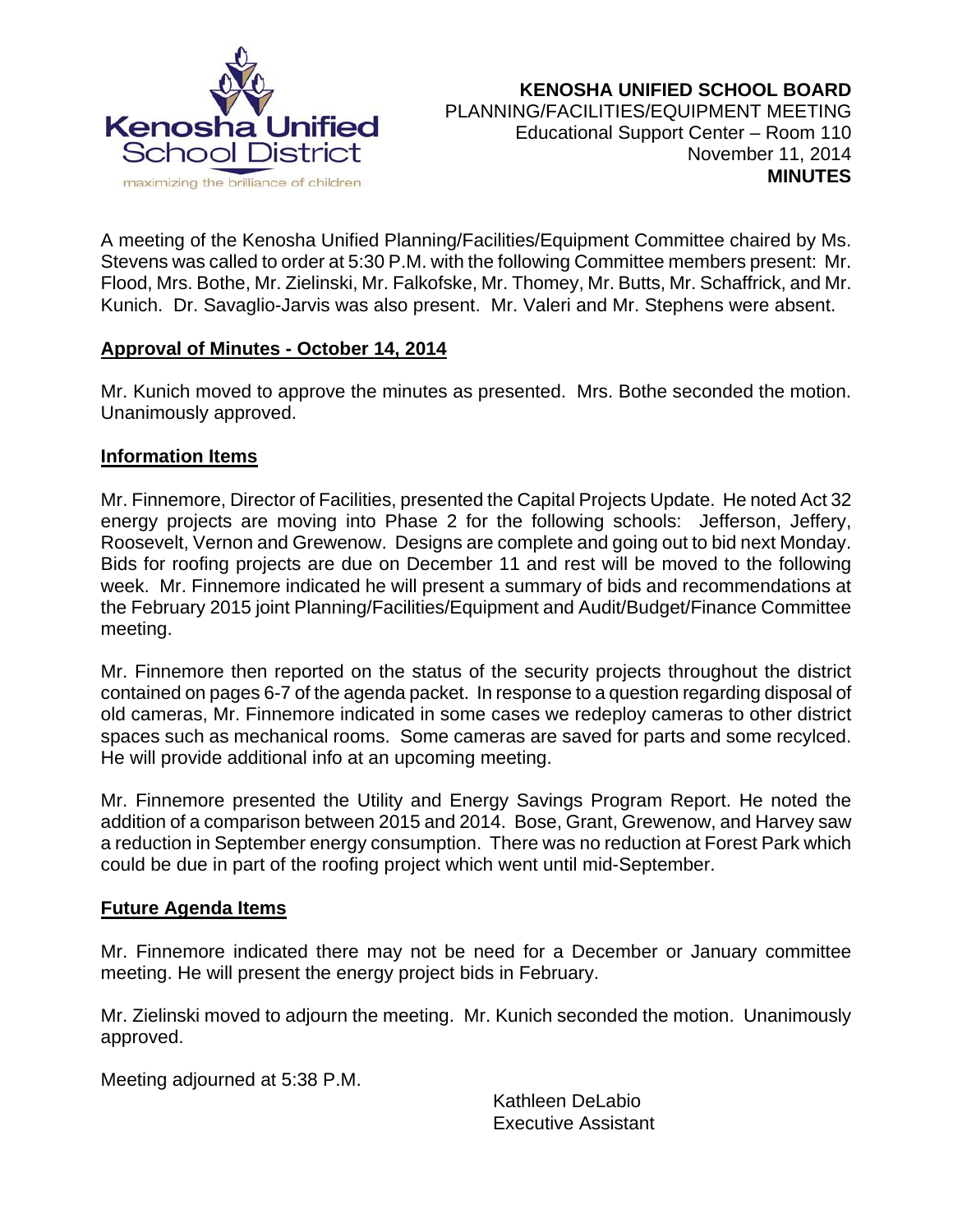Kenosha Unified School District

maximizing the brilliance of children

**KENOSHA UNIFIED SCHOOL BOARD**
PLANNING/FACILITIES/EQUIPMENT MEETING
Educational Support Center – Room 110
November 11, 2014
**MINUTES**

A meeting of the Kenosha Unified Planning/Facilities/Equipment Committee chaired by Ms. Stevens was called to order at 5:30 P.M. with the following Committee members present: Mr. Flood, Mrs. Bothe, Mr. Zielinski, Mr. Falkofske, Mr. Thomey, Mr. Butts, Mr. Schaffrick, and Mr. Kunich. Dr. Savaglio-Jarvis was also present. Mr. Valeri and Mr. Stephens were absent.

**Approval of Minutes - October 14, 2014**

Mr. Kunich moved to approve the minutes as presented. Mrs. Bothe seconded the motion. Unanimously approved.

**Information Items**

Mr. Finnemore, Director of Facilities, presented the Capital Projects Update. He noted Act 32 energy projects are moving into Phase 2 for the following schools: Jefferson, Jeffery, Roosevelt, Vernon and Grewenow. Designs are complete and going out to bid next Monday. Bids for roofing projects are due on December 11 and rest will be moved to the following week. Mr. Finnemore indicated he will present a summary of bids and recommendations at the February 2015 joint Planning/Facilities/Equipment and Audit/Budget/Finance Committee meeting.

Mr. Finnemore then reported on the status of the security projects throughout the district contained on pages 6-7 of the agenda packet. In response to a question regarding disposal of old cameras, Mr. Finnemore indicated in some cases we redeploy cameras to other district spaces such as mechanical rooms. Some cameras are saved for parts and some recylced. He will provide additional info at an upcoming meeting.

Mr. Finnemore presented the Utility and Energy Savings Program Report. He noted the addition of a comparison between 2015 and 2014. Bose, Grant, Grewenow, and Harvey saw a reduction in September energy consumption. There was no reduction at Forest Park which could be due in part of the roofing project which went until mid-September.

**Future Agenda Items**

Mr. Finnemore indicated there may not be need for a December or January committee meeting. He will present the energy project bids in February.

Mr. Zielinski moved to adjourn the meeting. Mr. Kunich seconded the motion. Unanimously approved.

Meeting adjourned at 5:38 P.M.

Kathleen DeLabio
Executive Assistant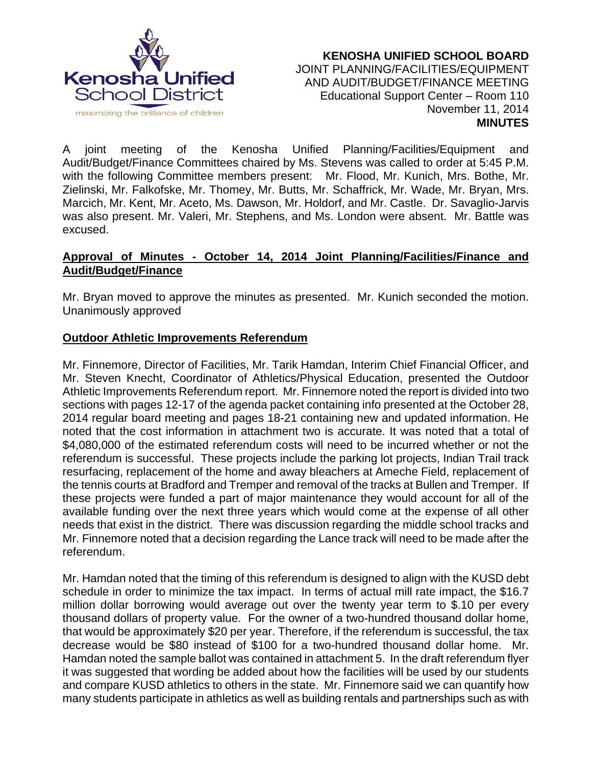**KENOSHA UNIFIED SCHOOL BOARD**
JOINT PLANNING/FACILITIES/EQUIPMENT AND AUDIT/BUDGET/FINANCE MEETING
Educational Support Center – Room 110
November 11, 2014
**MINUTES**

A joint meeting of the Kenosha Unified Planning/Facilities/Equipment and Audit/Budget/Finance Committees chaired by Ms. Stevens was called to order at 5:45 P.M. with the following Committee members present: Mr. Flood, Mr. Kunich, Mrs. Bothe, Mr. Zielinski, Mr. Falkofske, Mr. Thomey, Mr. Butts, Mr. Schaffrick, Mr. Wade, Mr. Bryan, Mrs. Marcich, Mr. Kent, Mr. Aceto, Ms. Dawson, Mr. Holdorf, and Mr. Castle. Dr. Savaglio-Jarvis was also present. Mr. Valeri, Mr. Stephens, and Ms. London were absent. Mr. Battle was excused.

**Approval of Minutes - October 14, 2014 Joint Planning/Facilities/Finance and Audit/Budget/Finance**

Mr. Bryan moved to approve the minutes as presented. Mr. Kunich seconded the motion. Unanimously approved

**Outdoor Athletic Improvements Referendum**

Mr. Finnemore, Director of Facilities, Mr. Tarik Hamdan, Interim Chief Financial Officer, and Mr. Steven Knecht, Coordinator of Athletics/Physical Education, presented the Outdoor Athletic Improvements Referendum report. Mr. Finnemore noted the report is divided into two sections with pages 12-17 of the agenda packet containing info presented at the October 28, 2014 regular board meeting and pages 18-21 containing new and updated information. He noted that the cost information in attachment two is accurate. It was noted that a total of $4,080,000 of the estimated referendum costs will need to be incurred whether or not the referendum is successful. These projects include the parking lot projects, Indian Trail track resurfacing, replacement of the home and away bleachers at Ameche Field, replacement of the tennis courts at Bradford and Tremper and removal of the tracks at Bullen and Tremper. If these projects were funded a part of major maintenance they would account for all of the available funding over the next three years which would come at the expense of all other needs that exist in the district. There was discussion regarding the middle school tracks and Mr. Finnemore noted that a decision regarding the Lance track will need to be made after the referendum.

Mr. Hamdan noted that the timing of this referendum is designed to align with the KUSD debt schedule in order to minimize the tax impact. In terms of actual mill rate impact, the $16.7 million dollar borrowing would average out over the twenty year term to $.10 per every thousand dollars of property value. For the owner of a two-hundred thousand dollar home, that would be approximately $20 per year. Therefore, if the referendum is successful, the tax decrease would be $80 instead of $100 for a two-hundred thousand dollar home. Mr. Hamdan noted the sample ballot was contained in attachment 5. In the draft referendum flyer it was suggested that wording be added about how the facilities will be used by our students and compare KUSD athletics to others in the state. Mr. Finnemore said we can quantify how many students participate in athletics as well as building rentals and partnerships such as with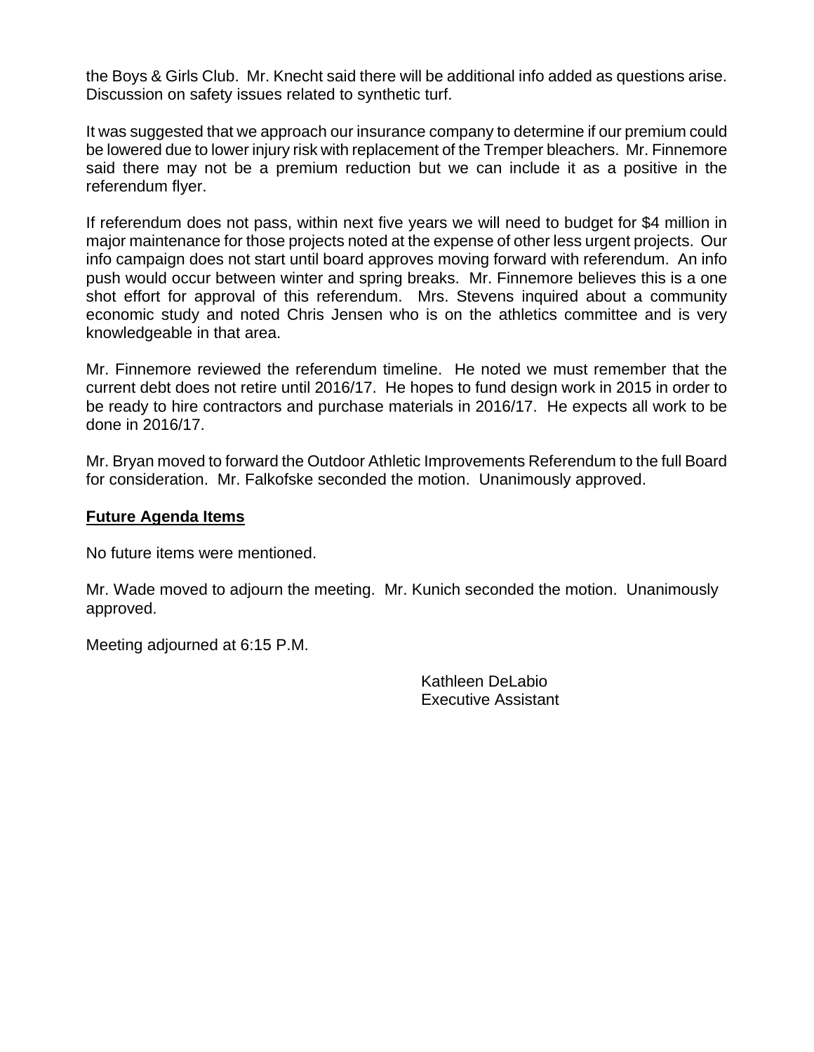the Boys & Girls Club. Mr. Knecht said there will be additional info added as questions arise. Discussion on safety issues related to synthetic turf.

It was suggested that we approach our insurance company to determine if our premium could be lowered due to lower injury risk with replacement of the Tremper bleachers. Mr. Finnemore said there may not be a premium reduction but we can include it as a positive in the referendum flyer.

If referendum does not pass, within next five years we will need to budget for $4 million in major maintenance for those projects noted at the expense of other less urgent projects. Our info campaign does not start until board approves moving forward with referendum. An info push would occur between winter and spring breaks. Mr. Finnemore believes this is a one shot effort for approval of this referendum. Mrs. Stevens inquired about a community economic study and noted Chris Jensen who is on the athletics committee and is very knowledgeable in that area.

Mr. Finnemore reviewed the referendum timeline. He noted we must remember that the current debt does not retire until 2016/17. He hopes to fund design work in 2015 in order to be ready to hire contractors and purchase materials in 2016/17. He expects all work to be done in 2016/17.

Mr. Bryan moved to forward the Outdoor Athletic Improvements Referendum to the full Board for consideration. Mr. Falkofske seconded the motion. Unanimously approved.

**Future Agenda Items**

No future items were mentioned.

Mr. Wade moved to adjourn the meeting. Mr. Kunich seconded the motion. Unanimously approved.

Meeting adjourned at 6:15 P.M.

Kathleen DeLabio
Executive Assistant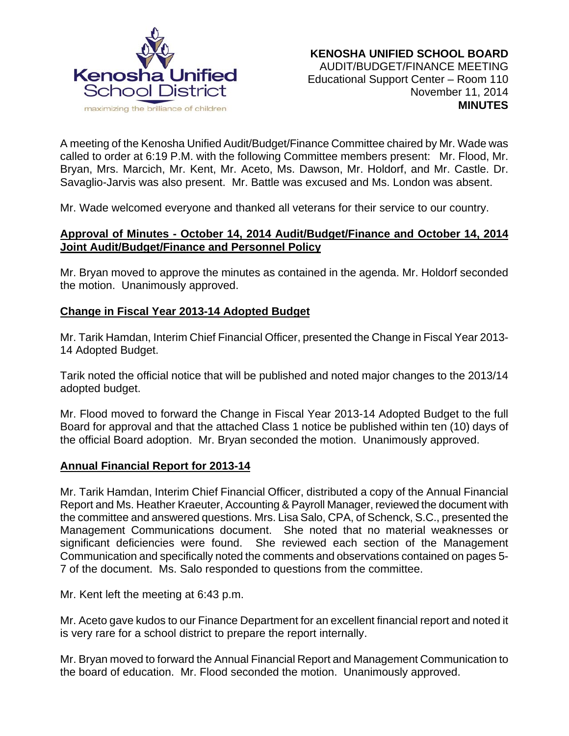**KENOSHA UNIFIED SCHOOL BOARD**
AUDIT/BUDGET/FINANCE MEETING
Educational Support Center – Room 110
November 11, 2014
**MINUTES**

A meeting of the Kenosha Unified Audit/Budget/Finance Committee chaired by Mr. Wade was called to order at 6:19 P.M. with the following Committee members present: Mr. Flood, Mr. Bryan, Mrs. Marcich, Mr. Kent, Mr. Aceto, Ms. Dawson, Mr. Holdorf, and Mr. Castle. Dr. Savaglio-Jarvis was also present. Mr. Battle was excused and Ms. London was absent.

Mr. Wade welcomed everyone and thanked all veterans for their service to our country.

**Approval of Minutes - October 14, 2014 Audit/Budget/Finance and October 14, 2014 Joint Audit/Budget/Finance and Personnel Policy**

Mr. Bryan moved to approve the minutes as contained in the agenda. Mr. Holdorf seconded the motion. Unanimously approved.

**Change in Fiscal Year 2013-14 Adopted Budget**

Mr. Tarik Hamdan, Interim Chief Financial Officer, presented the Change in Fiscal Year 2013-14 Adopted Budget.

Tarik noted the official notice that will be published and noted major changes to the 2013/14 adopted budget.

Mr. Flood moved to forward the Change in Fiscal Year 2013-14 Adopted Budget to the full Board for approval and that the attached Class 1 notice be published within ten (10) days of the official Board adoption. Mr. Bryan seconded the motion. Unanimously approved.

**Annual Financial Report for 2013-14**

Mr. Tarik Hamdan, Interim Chief Financial Officer, distributed a copy of the Annual Financial Report and Ms. Heather Kraeuter, Accounting & Payroll Manager, reviewed the document with the committee and answered questions. Mrs. Lisa Salo, CPA, of Schenck, S.C., presented the Management Communications document. She noted that no material weaknesses or significant deficiencies were found. She reviewed each section of the Management Communication and specifically noted the comments and observations contained on pages 5-7 of the document. Ms. Salo responded to questions from the committee.

Mr. Kent left the meeting at 6:43 p.m.

Mr. Aceto gave kudos to our Finance Department for an excellent financial report and noted it is very rare for a school district to prepare the report internally.

Mr. Bryan moved to forward the Annual Financial Report and Management Communication to the board of education. Mr. Flood seconded the motion. Unanimously approved.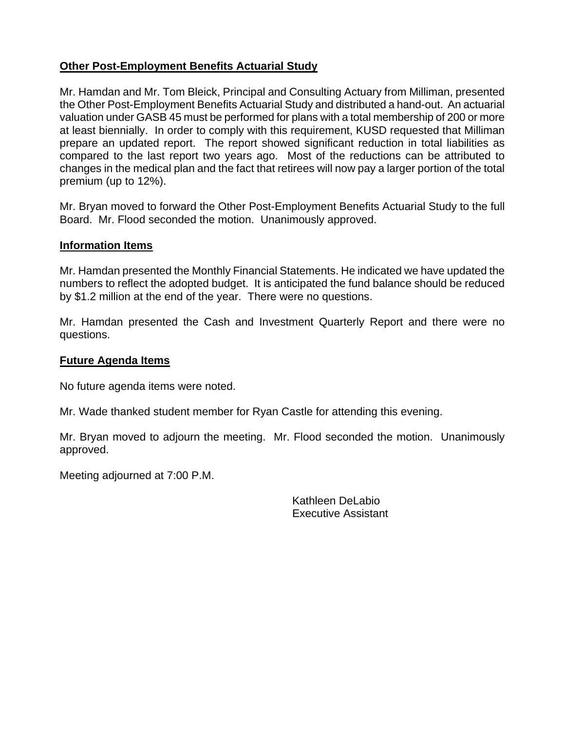**Other Post-Employment Benefits Actuarial Study**

Mr. Hamdan and Mr. Tom Bleick, Principal and Consulting Actuary from Milliman, presented the Other Post-Employment Benefits Actuarial Study and distributed a hand-out. An actuarial valuation under GASB 45 must be performed for plans with a total membership of 200 or more at least biennially. In order to comply with this requirement, KUSD requested that Milliman prepare an updated report. The report showed significant reduction in total liabilities as compared to the last report two years ago. Most of the reductions can be attributed to changes in the medical plan and the fact that retirees will now pay a larger portion of the total premium (up to 12%).

Mr. Bryan moved to forward the Other Post-Employment Benefits Actuarial Study to the full Board. Mr. Flood seconded the motion. Unanimously approved.

**Information Items**

Mr. Hamdan presented the Monthly Financial Statements. He indicated we have updated the numbers to reflect the adopted budget. It is anticipated the fund balance should be reduced by $1.2 million at the end of the year. There were no questions.

Mr. Hamdan presented the Cash and Investment Quarterly Report and there were no questions.

**Future Agenda Items**

No future agenda items were noted.

Mr. Wade thanked student member for Ryan Castle for attending this evening.

Mr. Bryan moved to adjourn the meeting. Mr. Flood seconded the motion. Unanimously approved.

Meeting adjourned at 7:00 P.M.

Kathleen DeLabio
Executive Assistant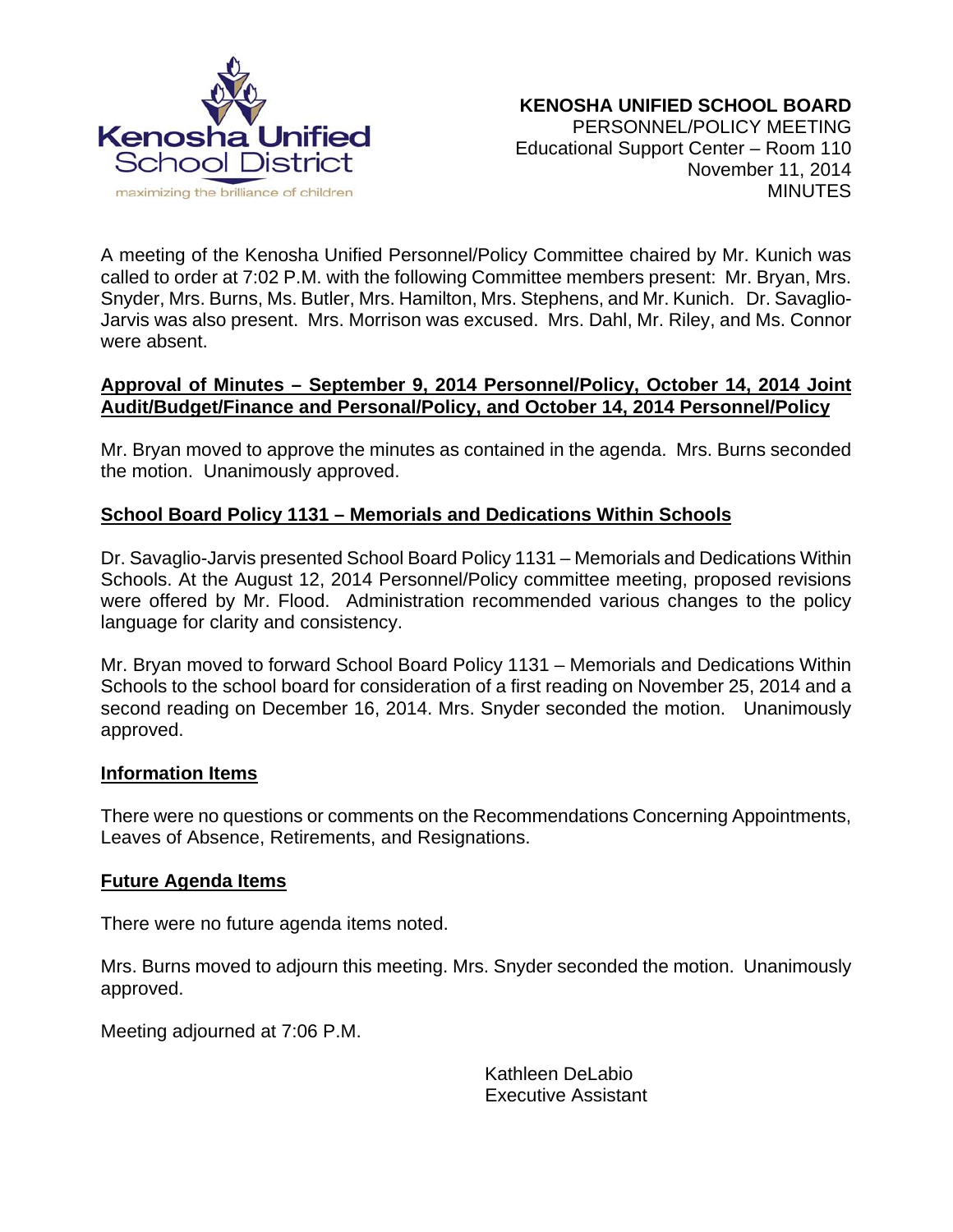Kenosha Unified School District

maximizing the brilliance of children

**KENOSHA UNIFIED SCHOOL BOARD**
PERSONNEL/POLICY MEETING
Educational Support Center – Room 110
November 11, 2014
MINUTES

A meeting of the Kenosha Unified Personnel/Policy Committee chaired by Mr. Kunich was called to order at 7:02 P.M. with the following Committee members present: Mr. Bryan, Mrs. Snyder, Mrs. Burns, Ms. Butler, Mrs. Hamilton, Mrs. Stephens, and Mr. Kunich. Dr. Savaglio-Jarvis was also present. Mrs. Morrison was excused. Mrs. Dahl, Mr. Riley, and Ms. Connor were absent.

**Approval of Minutes – September 9, 2014 Personnel/Policy, October 14, 2014 Joint Audit/Budget/Finance and Personal/Policy, and October 14, 2014 Personnel/Policy**

Mr. Bryan moved to approve the minutes as contained in the agenda. Mrs. Burns seconded the motion. Unanimously approved.

**School Board Policy 1131 – Memorials and Dedications Within Schools**

Dr. Savaglio-Jarvis presented School Board Policy 1131 – Memorials and Dedications Within Schools. At the August 12, 2014 Personnel/Policy committee meeting, proposed revisions were offered by Mr. Flood. Administration recommended various changes to the policy language for clarity and consistency.

Mr. Bryan moved to forward School Board Policy 1131 – Memorials and Dedications Within Schools to the school board for consideration of a first reading on November 25, 2014 and a second reading on December 16, 2014. Mrs. Snyder seconded the motion. Unanimously approved.

**Information Items**

There were no questions or comments on the Recommendations Concerning Appointments, Leaves of Absence, Retirements, and Resignations.

**Future Agenda Items**

There were no future agenda items noted.

Mrs. Burns moved to adjourn this meeting. Mrs. Snyder seconded the motion. Unanimously approved.

Meeting adjourned at 7:06 P.M.

Kathleen DeLabio
Executive Assistant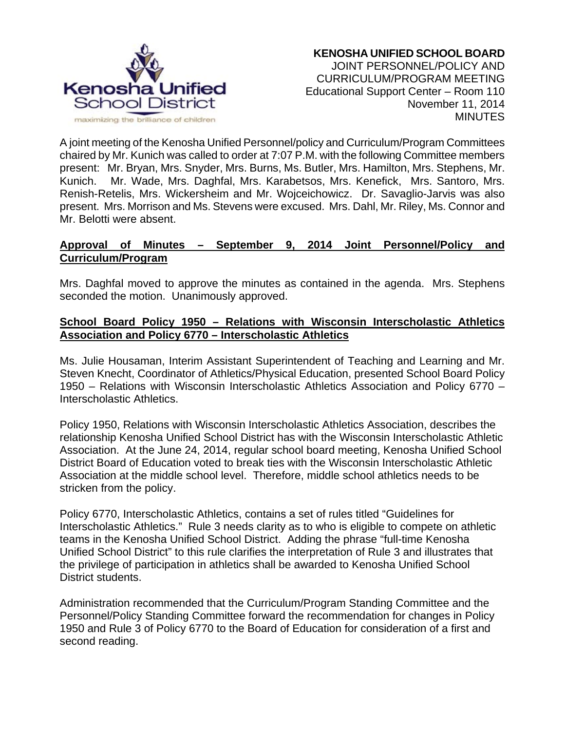**KENOSHA UNIFIED SCHOOL BOARD**
JOINT PERSONNEL/POLICY AND
CURRICULUM/PROGRAM MEETING
Educational Support Center – Room 110
November 11, 2014
MINUTES

A joint meeting of the Kenosha Unified Personnel/policy and Curriculum/Program Committees chaired by Mr. Kunich was called to order at 7:07 P.M. with the following Committee members present: Mr. Bryan, Mrs. Snyder, Mrs. Burns, Ms. Butler, Mrs. Hamilton, Mrs. Stephens, Mr. Kunich. Mr. Wade, Mrs. Daghfal, Mrs. Karabetsos, Mrs. Kenefick, Mrs. Santoro, Mrs. Renish-Retelis, Mrs. Wickersheim and Mr. Wojceichowicz. Dr. Savaglio-Jarvis was also present. Mrs. Morrison and Ms. Stevens were excused. Mrs. Dahl, Mr. Riley, Ms. Connor and Mr. Belotti were absent.

**Approval of Minutes – September 9, 2014 Joint Personnel/Policy and Curriculum/Program**

Mrs. Daghfal moved to approve the minutes as contained in the agenda. Mrs. Stephens seconded the motion. Unanimously approved.

**School Board Policy 1950 – Relations with Wisconsin Interscholastic Athletics Association and Policy 6770 – Interscholastic Athletics**

Ms. Julie Housaman, Interim Assistant Superintendent of Teaching and Learning and Mr. Steven Knecht, Coordinator of Athletics/Physical Education, presented School Board Policy 1950 – Relations with Wisconsin Interscholastic Athletics Association and Policy 6770 – Interscholastic Athletics.

Policy 1950, Relations with Wisconsin Interscholastic Athletics Association, describes the relationship Kenosha Unified School District has with the Wisconsin Interscholastic Athletic Association. At the June 24, 2014, regular school board meeting, Kenosha Unified School District Board of Education voted to break ties with the Wisconsin Interscholastic Athletic Association at the middle school level. Therefore, middle school athletics needs to be stricken from the policy.

Policy 6770, Interscholastic Athletics, contains a set of rules titled "Guidelines for Interscholastic Athletics." Rule 3 needs clarity as to who is eligible to compete on athletic teams in the Kenosha Unified School District. Adding the phrase "full-time Kenosha Unified School District" to this rule clarifies the interpretation of Rule 3 and illustrates that the privilege of participation in athletics shall be awarded to Kenosha Unified School District students.

Administration recommended that the Curriculum/Program Standing Committee and the Personnel/Policy Standing Committee forward the recommendation for changes in Policy 1950 and Rule 3 of Policy 6770 to the Board of Education for consideration of a first and second reading.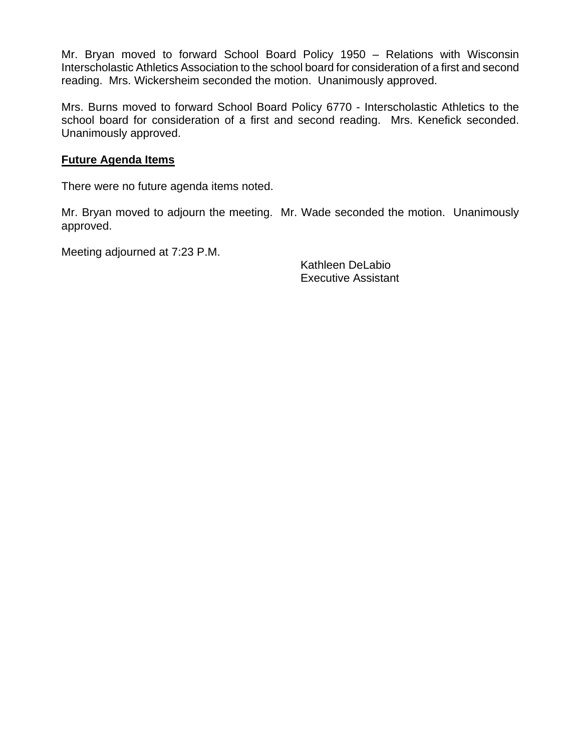Mr. Bryan moved to forward School Board Policy 1950 – Relations with Wisconsin Interscholastic Athletics Association to the school board for consideration of a first and second reading. Mrs. Wickersheim seconded the motion. Unanimously approved.

Mrs. Burns moved to forward School Board Policy 6770 - Interscholastic Athletics to the school board for consideration of a first and second reading. Mrs. Kenefick seconded. Unanimously approved.

**Future Agenda Items**

There were no future agenda items noted.

Mr. Bryan moved to adjourn the meeting. Mr. Wade seconded the motion. Unanimously approved.

Meeting adjourned at 7:23 P.M.

Kathleen DeLabio
Executive Assistant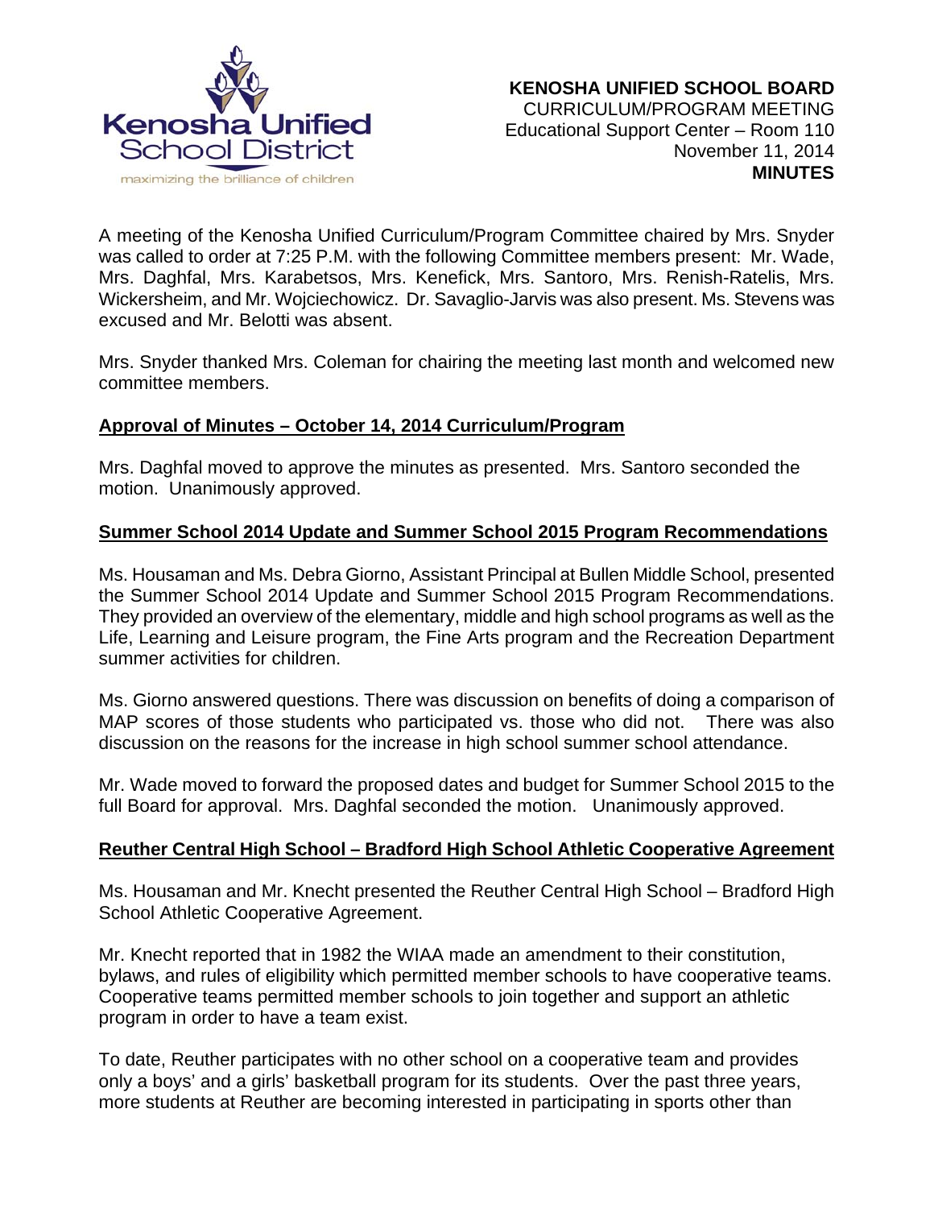**KENOSHA UNIFIED SCHOOL BOARD**
CURRICULUM/PROGRAM MEETING
Educational Support Center – Room 110
November 11, 2014
**MINUTES**

A meeting of the Kenosha Unified Curriculum/Program Committee chaired by Mrs. Snyder was called to order at 7:25 P.M. with the following Committee members present: Mr. Wade, Mrs. Daghfal, Mrs. Karabetsos, Mrs. Kenefick, Mrs. Santoro, Mrs. Renish-Ratelis, Mrs. Wickersheim, and Mr. Wojciechowicz. Dr. Savaglio-Jarvis was also present. Ms. Stevens was excused and Mr. Belotti was absent.

Mrs. Snyder thanked Mrs. Coleman for chairing the meeting last month and welcomed new committee members.

**Approval of Minutes – October 14, 2014 Curriculum/Program**

Mrs. Daghfal moved to approve the minutes as presented. Mrs. Santoro seconded the motion. Unanimously approved.

**Summer School 2014 Update and Summer School 2015 Program Recommendations**

Ms. Housaman and Ms. Debra Giorno, Assistant Principal at Bullen Middle School, presented the Summer School 2014 Update and Summer School 2015 Program Recommendations. They provided an overview of the elementary, middle and high school programs as well as the Life, Learning and Leisure program, the Fine Arts program and the Recreation Department summer activities for children.

Ms. Giorno answered questions. There was discussion on benefits of doing a comparison of MAP scores of those students who participated vs. those who did not. There was also discussion on the reasons for the increase in high school summer school attendance.

Mr. Wade moved to forward the proposed dates and budget for Summer School 2015 to the full Board for approval. Mrs. Daghfal seconded the motion. Unanimously approved.

**Reuther Central High School – Bradford High School Athletic Cooperative Agreement**

Ms. Housaman and Mr. Knecht presented the Reuther Central High School – Bradford High School Athletic Cooperative Agreement.

Mr. Knecht reported that in 1982 the WIAA made an amendment to their constitution, bylaws, and rules of eligibility which permitted member schools to have cooperative teams. Cooperative teams permitted member schools to join together and support an athletic program in order to have a team exist.

To date, Reuther participates with no other school on a cooperative team and provides only a boys' and a girls' basketball program for its students. Over the past three years, more students at Reuther are becoming interested in participating in sports other than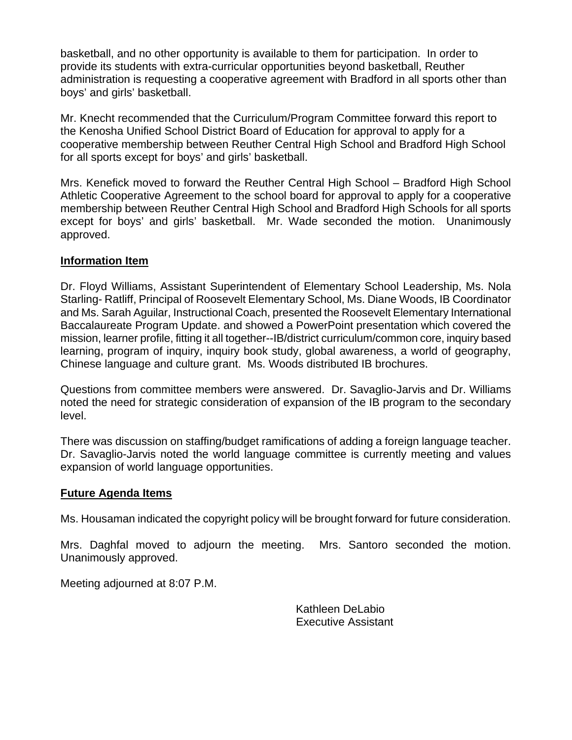basketball, and no other opportunity is available to them for participation. In order to provide its students with extra-curricular opportunities beyond basketball, Reuther administration is requesting a cooperative agreement with Bradford in all sports other than boys' and girls' basketball.

Mr. Knecht recommended that the Curriculum/Program Committee forward this report to the Kenosha Unified School District Board of Education for approval to apply for a cooperative membership between Reuther Central High School and Bradford High School for all sports except for boys' and girls' basketball.

Mrs. Kenefick moved to forward the Reuther Central High School – Bradford High School Athletic Cooperative Agreement to the school board for approval to apply for a cooperative membership between Reuther Central High School and Bradford High Schools for all sports except for boys' and girls' basketball. Mr. Wade seconded the motion. Unanimously approved.

**Information Item**

Dr. Floyd Williams, Assistant Superintendent of Elementary School Leadership, Ms. Nola Starling- Ratliff, Principal of Roosevelt Elementary School, Ms. Diane Woods, IB Coordinator and Ms. Sarah Aguilar, Instructional Coach, presented the Roosevelt Elementary International Baccalaureate Program Update. and showed a PowerPoint presentation which covered the mission, learner profile, fitting it all together--IB/district curriculum/common core, inquiry based learning, program of inquiry, inquiry book study, global awareness, a world of geography, Chinese language and culture grant. Ms. Woods distributed IB brochures.

Questions from committee members were answered. Dr. Savaglio-Jarvis and Dr. Williams noted the need for strategic consideration of expansion of the IB program to the secondary level.

There was discussion on staffing/budget ramifications of adding a foreign language teacher. Dr. Savaglio-Jarvis noted the world language committee is currently meeting and values expansion of world language opportunities.

**Future Agenda Items**

Ms. Housaman indicated the copyright policy will be brought forward for future consideration.

Mrs. Daghfal moved to adjourn the meeting. Mrs. Santoro seconded the motion. Unanimously approved.

Meeting adjourned at 8:07 P.M.

Kathleen DeLabio
Executive Assistant